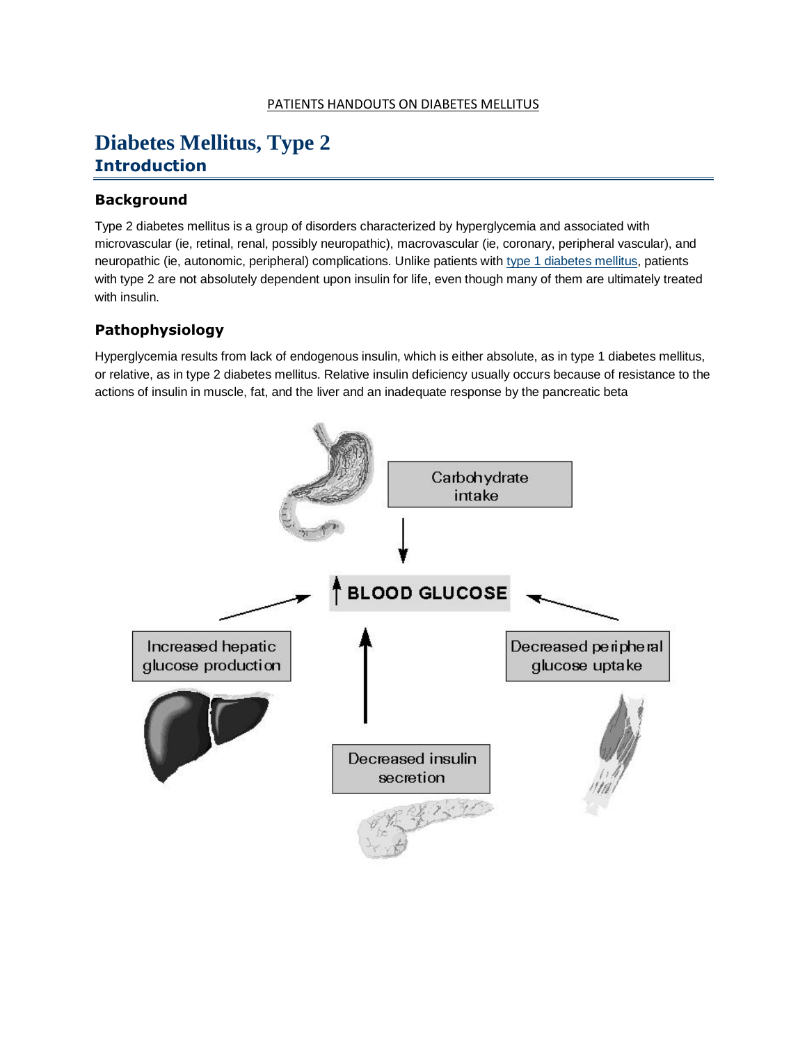PATIENTS HANDOUTS ON DIABETES MELLITUS

# Diabetes Mellitus, Type 2

## Introduction

### Background

Type 2 diabetes mellitus is a group of disorders characterized by hyperglycemia and associated with microvascular (ie, retinal, renal, possibly neuropathic), macrovascular (ie, coronary, peripheral vascular), and neuropathic (ie, autonomic, peripheral) complications. Unlike patients with type 1 diabetes mellitus, patients with type 2 are not absolutely dependent upon insulin for life, even though many of them are ultimately treated with insulin.

### Pathophysiology

Hyperglycemia results from lack of endogenous insulin, which is either absolute, as in type 1 diabetes mellitus, or relative, as in type 2 diabetes mellitus. Relative insulin deficiency usually occurs because of resistance to the actions of insulin in muscle, fat, and the liver and an inadequate response by the pancreatic beta

Carbohydrate intake

↑ BLOOD GLUCOSE

Increased hepatic glucose production

Decreased peripheral glucose uptake

Decreased insulin secretion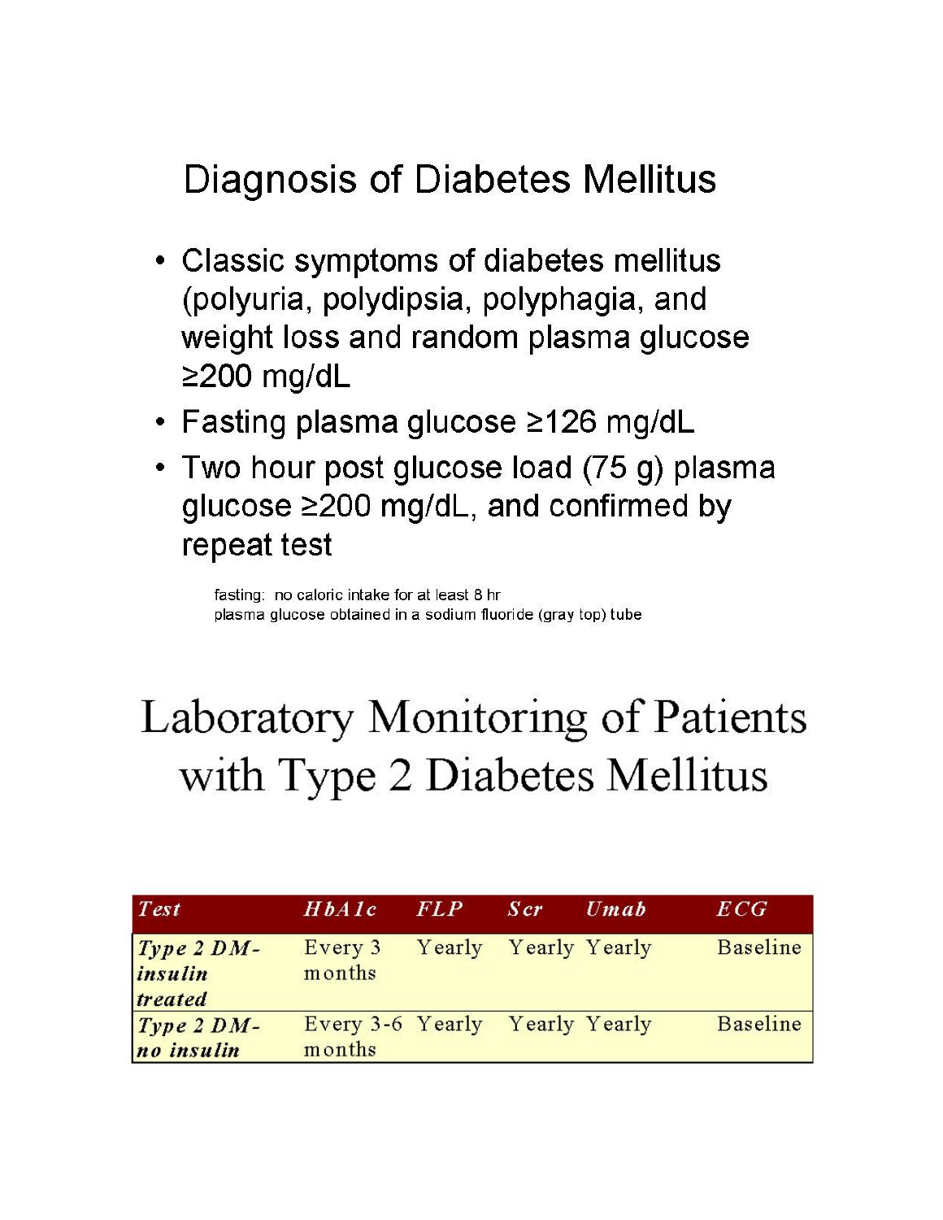# Diagnosis of Diabetes Mellitus

- Classic symptoms of diabetes mellitus (polyuria, polydipsia, polyphagia, and weight loss and random plasma glucose ≥200 mg/dL
- Fasting plasma glucose ≥126 mg/dL
- Two hour post glucose load (75 g) plasma glucose ≥200 mg/dL, and confirmed by repeat test

fasting: no caloric intake for at least 8 hr
plasma glucose obtained in a sodium fluoride (gray top) tube

# Laboratory Monitoring of Patients with Type 2 Diabetes Mellitus

| *Test* | *HbA1c* | *FLP* | *Scr* | *Umab* | *ECG* |
|---|---|---|---|---|---|
| ***Type 2 DM-insulin treated*** | Every 3 months | Yearly | Yearly | Yearly | Baseline |
| ***Type 2 DM-no insulin*** | Every 3-6 months | Yearly | Yearly | Yearly | Baseline |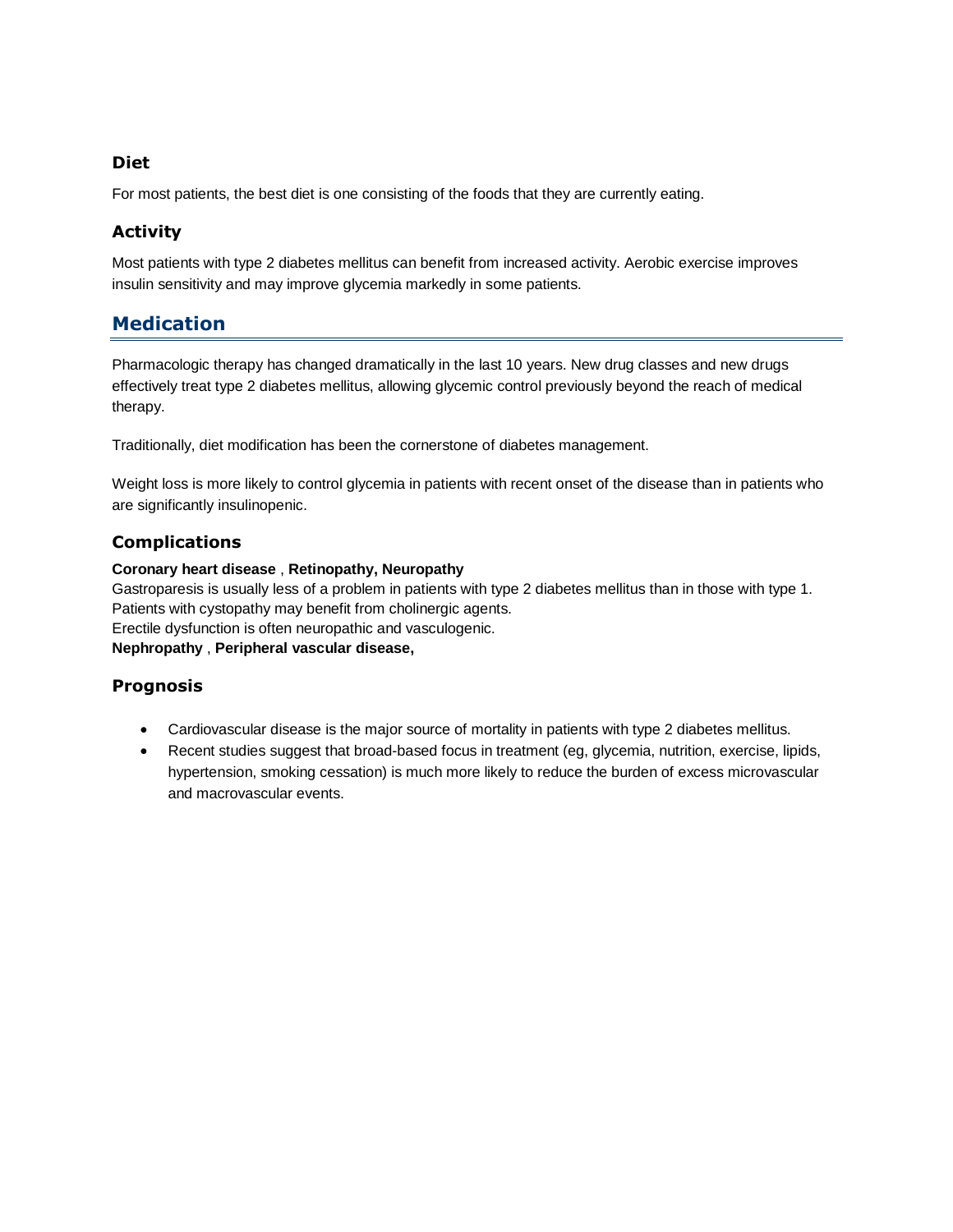### Diet

For most patients, the best diet is one consisting of the foods that they are currently eating.

### Activity

Most patients with type 2 diabetes mellitus can benefit from increased activity. Aerobic exercise improves insulin sensitivity and may improve glycemia markedly in some patients.

## Medication

Pharmacologic therapy has changed dramatically in the last 10 years. New drug classes and new drugs effectively treat type 2 diabetes mellitus, allowing glycemic control previously beyond the reach of medical therapy.

Traditionally, diet modification has been the cornerstone of diabetes management.

Weight loss is more likely to control glycemia in patients with recent onset of the disease than in patients who are significantly insulinopenic.

### Complications

**Coronary heart disease** , **Retinopathy, Neuropathy**
Gastroparesis is usually less of a problem in patients with type 2 diabetes mellitus than in those with type 1.
Patients with cystopathy may benefit from cholinergic agents.
Erectile dysfunction is often neuropathic and vasculogenic.
**Nephropathy** , **Peripheral vascular disease,**

### Prognosis

- Cardiovascular disease is the major source of mortality in patients with type 2 diabetes mellitus.
- Recent studies suggest that broad-based focus in treatment (eg, glycemia, nutrition, exercise, lipids, hypertension, smoking cessation) is much more likely to reduce the burden of excess microvascular and macrovascular events.